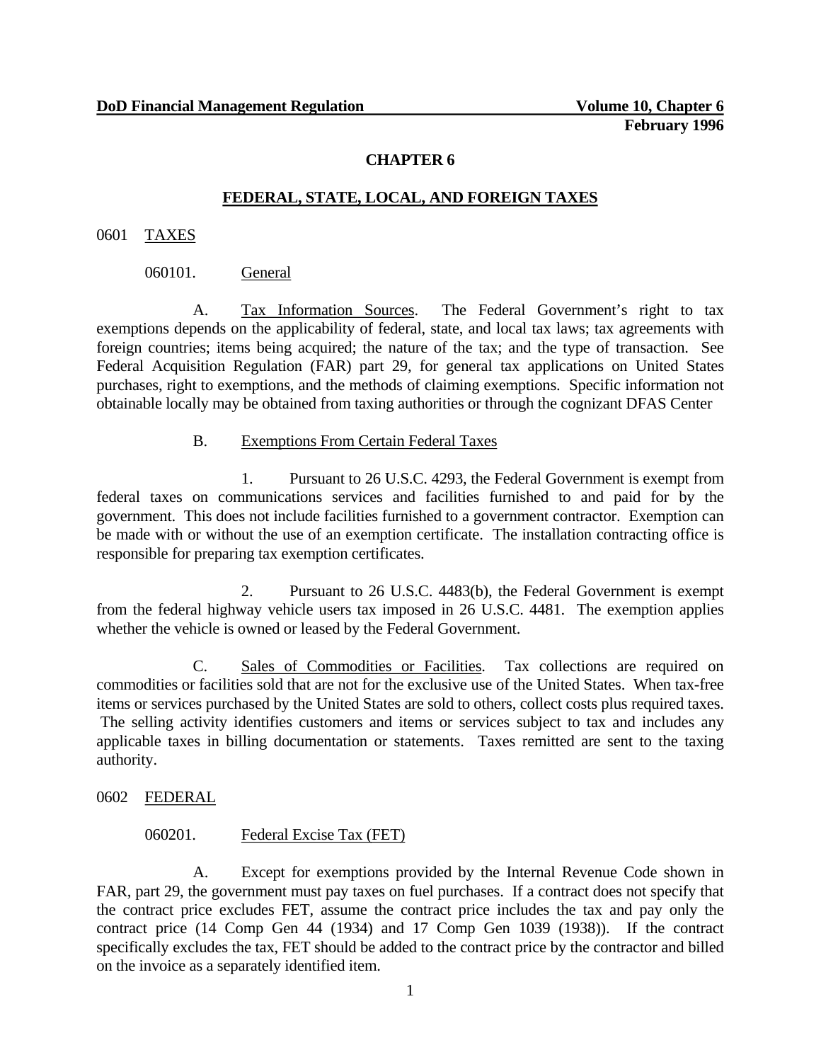# CHAPTER 6

## FEDERAL, STATE, LOCAL, AND FOREIGN TAXES

0601 TAXES

060101. General

A. Tax Information Sources. The Federal Government's right to tax exemptions depends on the applicability of federal, state, and local tax laws; tax agreements with foreign countries; items being acquired; the nature of the tax; and the type of transaction. See Federal Acquisition Regulation (FAR) part 29, for general tax applications on United States purchases, right to exemptions, and the methods of claiming exemptions. Specific information not obtainable locally may be obtained from taxing authorities or through the cognizant DFAS Center

B. Exemptions From Certain Federal Taxes

1. Pursuant to 26 U.S.C. 4293, the Federal Government is exempt from federal taxes on communications services and facilities furnished to and paid for by the government. This does not include facilities furnished to a government contractor. Exemption can be made with or without the use of an exemption certificate. The installation contracting office is responsible for preparing tax exemption certificates.

2. Pursuant to 26 U.S.C. 4483(b), the Federal Government is exempt from the federal highway vehicle users tax imposed in 26 U.S.C. 4481. The exemption applies whether the vehicle is owned or leased by the Federal Government.

C. Sales of Commodities or Facilities. Tax collections are required on commodities or facilities sold that are not for the exclusive use of the United States. When tax-free items or services purchased by the United States are sold to others, collect costs plus required taxes. The selling activity identifies customers and items or services subject to tax and includes any applicable taxes in billing documentation or statements. Taxes remitted are sent to the taxing authority.

0602 FEDERAL

060201. Federal Excise Tax (FET)

A. Except for exemptions provided by the Internal Revenue Code shown in FAR, part 29, the government must pay taxes on fuel purchases. If a contract does not specify that the contract price excludes FET, assume the contract price includes the tax and pay only the contract price (14 Comp Gen 44 (1934) and 17 Comp Gen 1039 (1938)). If the contract specifically excludes the tax, FET should be added to the contract price by the contractor and billed on the invoice as a separately identified item.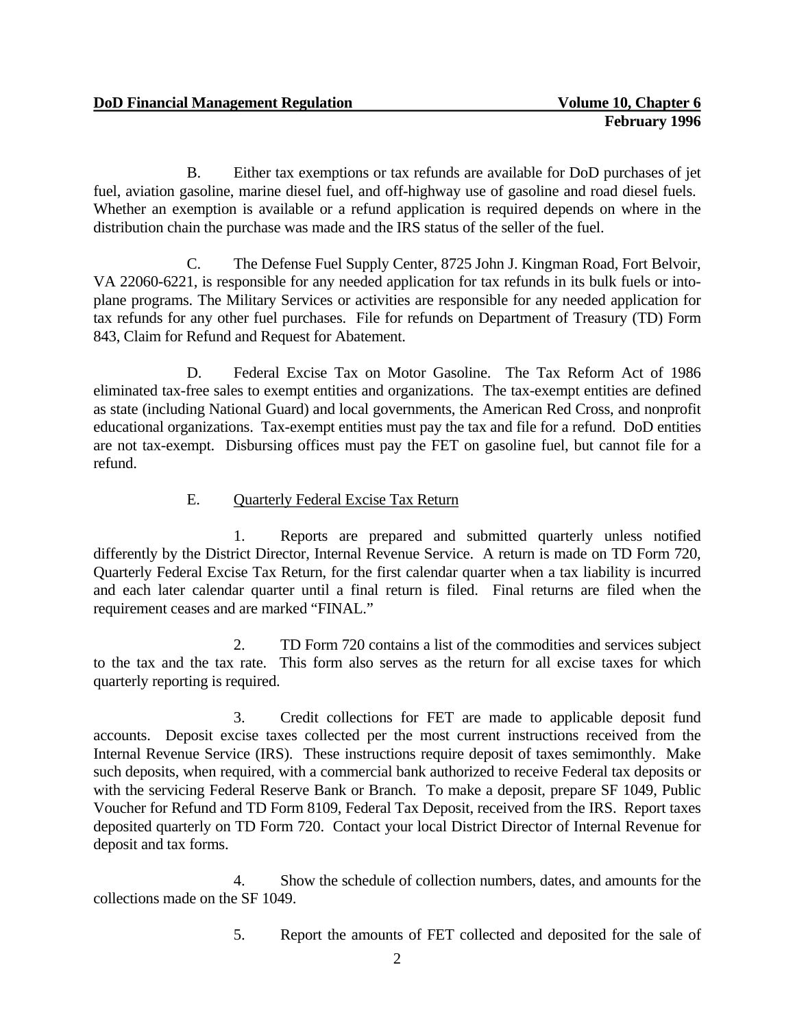B. Either tax exemptions or tax refunds are available for DoD purchases of jet fuel, aviation gasoline, marine diesel fuel, and off-highway use of gasoline and road diesel fuels. Whether an exemption is available or a refund application is required depends on where in the distribution chain the purchase was made and the IRS status of the seller of the fuel.

C. The Defense Fuel Supply Center, 8725 John J. Kingman Road, Fort Belvoir, VA 22060-6221, is responsible for any needed application for tax refunds in its bulk fuels or into-plane programs. The Military Services or activities are responsible for any needed application for tax refunds for any other fuel purchases. File for refunds on Department of Treasury (TD) Form 843, Claim for Refund and Request for Abatement.

D. Federal Excise Tax on Motor Gasoline. The Tax Reform Act of 1986 eliminated tax-free sales to exempt entities and organizations. The tax-exempt entities are defined as state (including National Guard) and local governments, the American Red Cross, and nonprofit educational organizations. Tax-exempt entities must pay the tax and file for a refund. DoD entities are not tax-exempt. Disbursing offices must pay the FET on gasoline fuel, but cannot file for a refund.

E. Quarterly Federal Excise Tax Return

1. Reports are prepared and submitted quarterly unless notified differently by the District Director, Internal Revenue Service. A return is made on TD Form 720, Quarterly Federal Excise Tax Return, for the first calendar quarter when a tax liability is incurred and each later calendar quarter until a final return is filed. Final returns are filed when the requirement ceases and are marked "FINAL."

2. TD Form 720 contains a list of the commodities and services subject to the tax and the tax rate. This form also serves as the return for all excise taxes for which quarterly reporting is required.

3. Credit collections for FET are made to applicable deposit fund accounts. Deposit excise taxes collected per the most current instructions received from the Internal Revenue Service (IRS). These instructions require deposit of taxes semimonthly. Make such deposits, when required, with a commercial bank authorized to receive Federal tax deposits or with the servicing Federal Reserve Bank or Branch. To make a deposit, prepare SF 1049, Public Voucher for Refund and TD Form 8109, Federal Tax Deposit, received from the IRS. Report taxes deposited quarterly on TD Form 720. Contact your local District Director of Internal Revenue for deposit and tax forms.

4. Show the schedule of collection numbers, dates, and amounts for the collections made on the SF 1049.

5. Report the amounts of FET collected and deposited for the sale of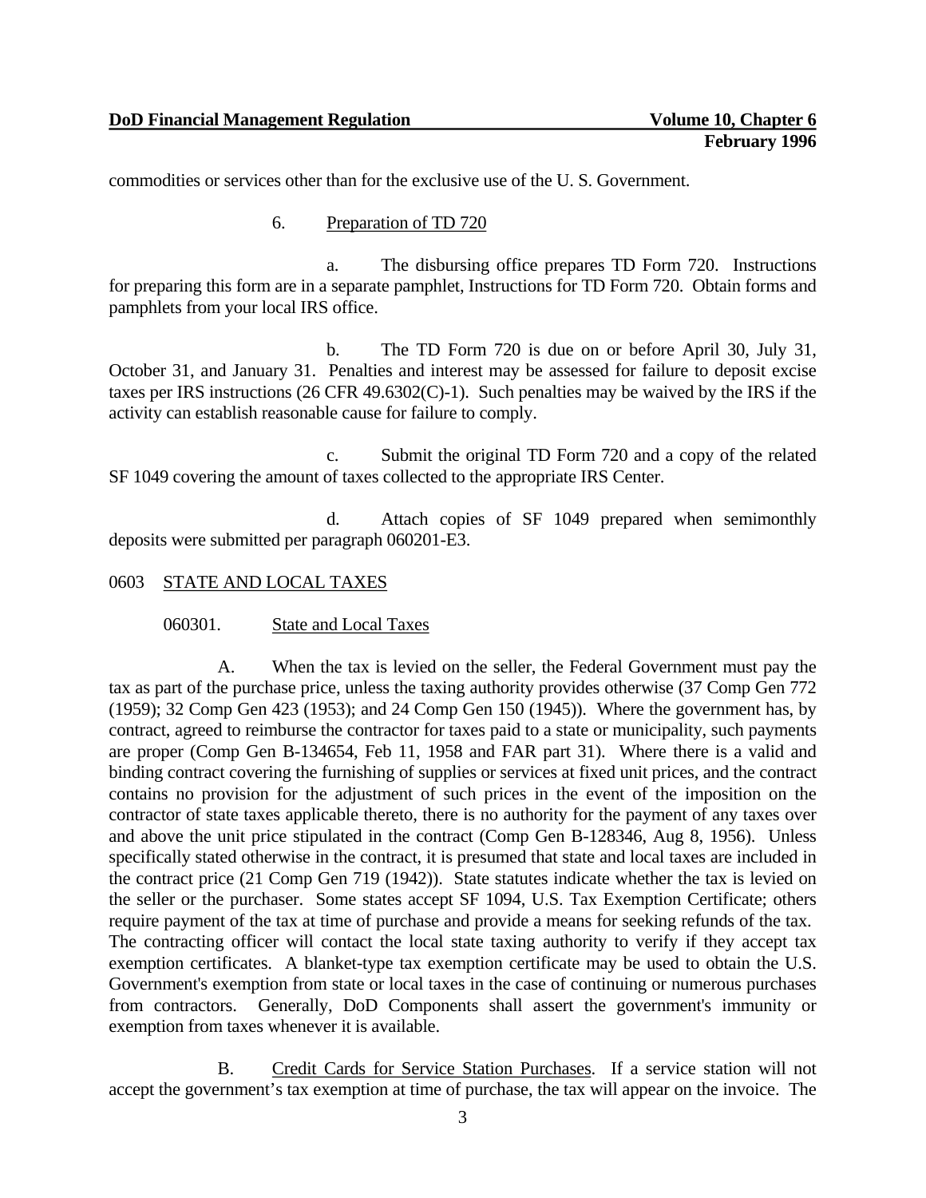commodities or services other than for the exclusive use of the U. S. Government.

6. Preparation of TD 720

a. The disbursing office prepares TD Form 720. Instructions for preparing this form are in a separate pamphlet, Instructions for TD Form 720. Obtain forms and pamphlets from your local IRS office.

b. The TD Form 720 is due on or before April 30, July 31, October 31, and January 31. Penalties and interest may be assessed for failure to deposit excise taxes per IRS instructions (26 CFR 49.6302(C)-1). Such penalties may be waived by the IRS if the activity can establish reasonable cause for failure to comply.

c. Submit the original TD Form 720 and a copy of the related SF 1049 covering the amount of taxes collected to the appropriate IRS Center.

d. Attach copies of SF 1049 prepared when semimonthly deposits were submitted per paragraph 060201-E3.

## 0603 STATE AND LOCAL TAXES

### 060301. State and Local Taxes

A. When the tax is levied on the seller, the Federal Government must pay the tax as part of the purchase price, unless the taxing authority provides otherwise (37 Comp Gen 772 (1959); 32 Comp Gen 423 (1953); and 24 Comp Gen 150 (1945)). Where the government has, by contract, agreed to reimburse the contractor for taxes paid to a state or municipality, such payments are proper (Comp Gen B-134654, Feb 11, 1958 and FAR part 31). Where there is a valid and binding contract covering the furnishing of supplies or services at fixed unit prices, and the contract contains no provision for the adjustment of such prices in the event of the imposition on the contractor of state taxes applicable thereto, there is no authority for the payment of any taxes over and above the unit price stipulated in the contract (Comp Gen B-128346, Aug 8, 1956). Unless specifically stated otherwise in the contract, it is presumed that state and local taxes are included in the contract price (21 Comp Gen 719 (1942)). State statutes indicate whether the tax is levied on the seller or the purchaser. Some states accept SF 1094, U.S. Tax Exemption Certificate; others require payment of the tax at time of purchase and provide a means for seeking refunds of the tax. The contracting officer will contact the local state taxing authority to verify if they accept tax exemption certificates. A blanket-type tax exemption certificate may be used to obtain the U.S. Government's exemption from state or local taxes in the case of continuing or numerous purchases from contractors. Generally, DoD Components shall assert the government's immunity or exemption from taxes whenever it is available.

B. Credit Cards for Service Station Purchases. If a service station will not accept the government's tax exemption at time of purchase, the tax will appear on the invoice. The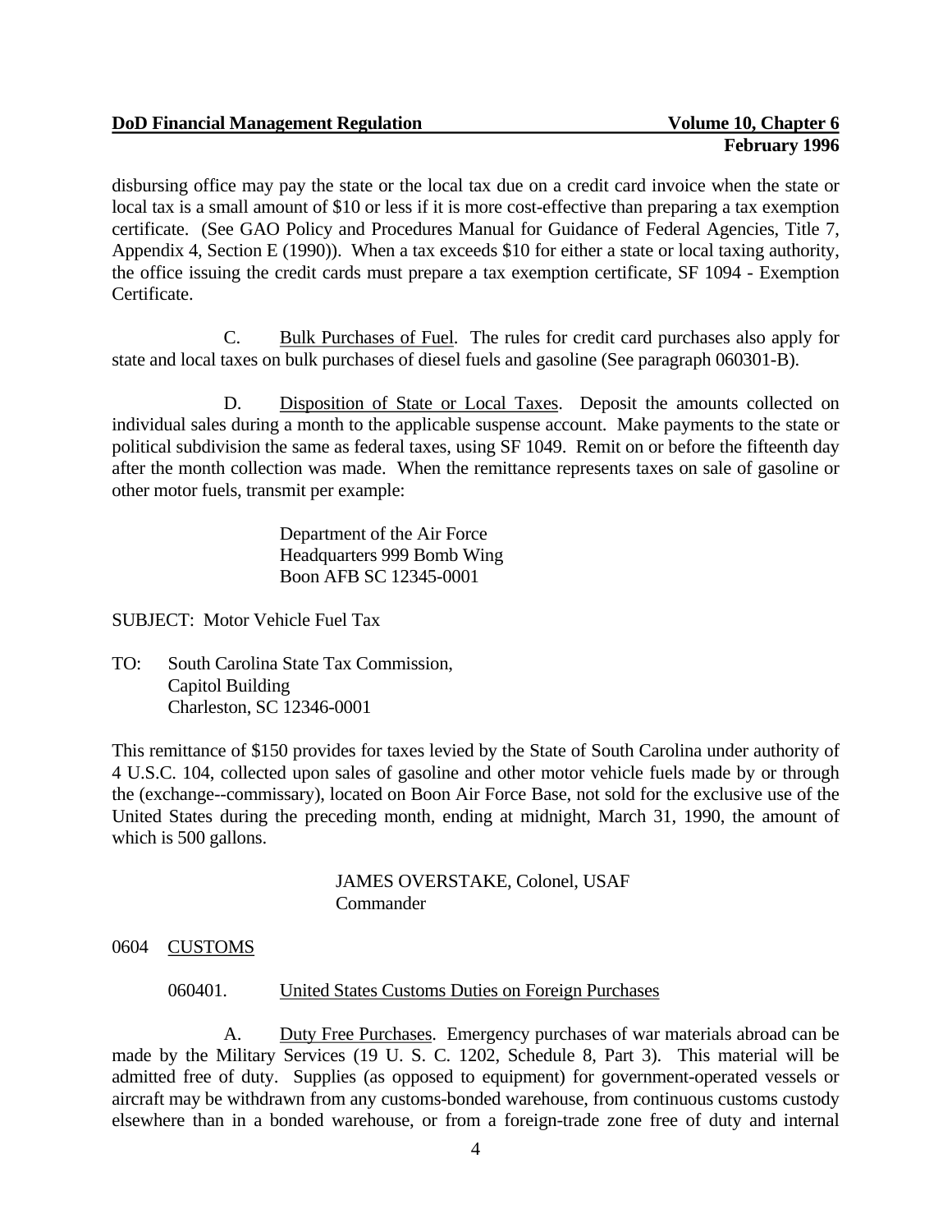disbursing office may pay the state or the local tax due on a credit card invoice when the state or local tax is a small amount of $10 or less if it is more cost-effective than preparing a tax exemption certificate. (See GAO Policy and Procedures Manual for Guidance of Federal Agencies, Title 7, Appendix 4, Section E (1990)). When a tax exceeds $10 for either a state or local taxing authority, the office issuing the credit cards must prepare a tax exemption certificate, SF 1094 - Exemption Certificate.

C. Bulk Purchases of Fuel. The rules for credit card purchases also apply for state and local taxes on bulk purchases of diesel fuels and gasoline (See paragraph 060301-B).

D. Disposition of State or Local Taxes. Deposit the amounts collected on individual sales during a month to the applicable suspense account. Make payments to the state or political subdivision the same as federal taxes, using SF 1049. Remit on or before the fifteenth day after the month collection was made. When the remittance represents taxes on sale of gasoline or other motor fuels, transmit per example:

Department of the Air Force
Headquarters 999 Bomb Wing
Boon AFB SC 12345-0001

SUBJECT: Motor Vehicle Fuel Tax

TO: South Carolina State Tax Commission,
Capitol Building
Charleston, SC 12346-0001

This remittance of $150 provides for taxes levied by the State of South Carolina under authority of 4 U.S.C. 104, collected upon sales of gasoline and other motor vehicle fuels made by or through the (exchange--commissary), located on Boon Air Force Base, not sold for the exclusive use of the United States during the preceding month, ending at midnight, March 31, 1990, the amount of which is 500 gallons.

JAMES OVERSTAKE, Colonel, USAF
Commander

## 0604 CUSTOMS

### 060401. United States Customs Duties on Foreign Purchases

A. Duty Free Purchases. Emergency purchases of war materials abroad can be made by the Military Services (19 U. S. C. 1202, Schedule 8, Part 3). This material will be admitted free of duty. Supplies (as opposed to equipment) for government-operated vessels or aircraft may be withdrawn from any customs-bonded warehouse, from continuous customs custody elsewhere than in a bonded warehouse, or from a foreign-trade zone free of duty and internal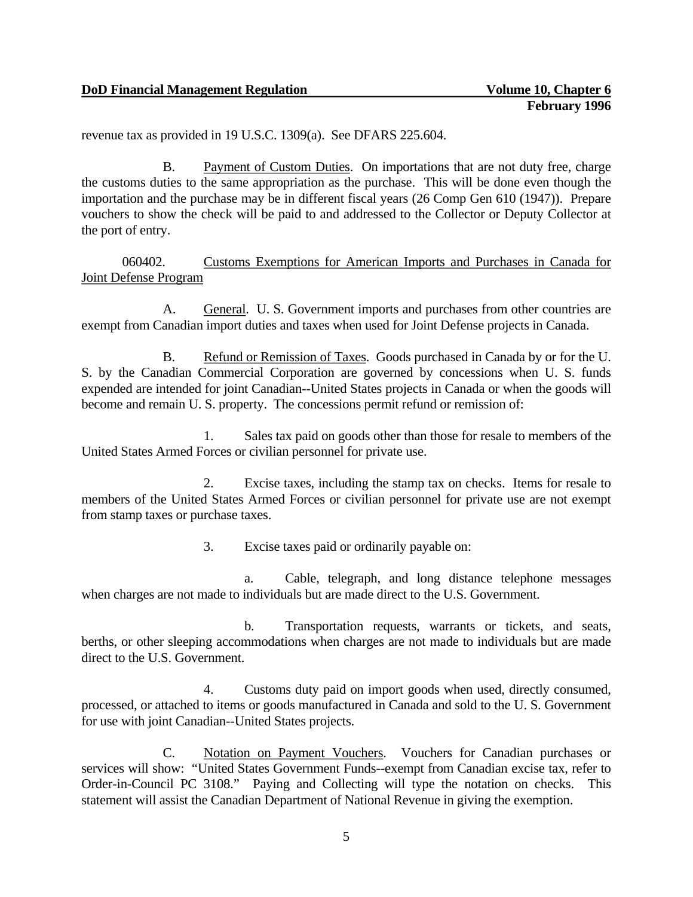revenue tax as provided in 19 U.S.C. 1309(a). See DFARS 225.604.

B. Payment of Custom Duties. On importations that are not duty free, charge the customs duties to the same appropriation as the purchase. This will be done even though the importation and the purchase may be in different fiscal years (26 Comp Gen 610 (1947)). Prepare vouchers to show the check will be paid to and addressed to the Collector or Deputy Collector at the port of entry.

060402. Customs Exemptions for American Imports and Purchases in Canada for Joint Defense Program

A. General. U. S. Government imports and purchases from other countries are exempt from Canadian import duties and taxes when used for Joint Defense projects in Canada.

B. Refund or Remission of Taxes. Goods purchased in Canada by or for the U. S. by the Canadian Commercial Corporation are governed by concessions when U. S. funds expended are intended for joint Canadian--United States projects in Canada or when the goods will become and remain U. S. property. The concessions permit refund or remission of:

1. Sales tax paid on goods other than those for resale to members of the United States Armed Forces or civilian personnel for private use.

2. Excise taxes, including the stamp tax on checks. Items for resale to members of the United States Armed Forces or civilian personnel for private use are not exempt from stamp taxes or purchase taxes.

3. Excise taxes paid or ordinarily payable on:

a. Cable, telegraph, and long distance telephone messages when charges are not made to individuals but are made direct to the U.S. Government.

b. Transportation requests, warrants or tickets, and seats, berths, or other sleeping accommodations when charges are not made to individuals but are made direct to the U.S. Government.

4. Customs duty paid on import goods when used, directly consumed, processed, or attached to items or goods manufactured in Canada and sold to the U. S. Government for use with joint Canadian--United States projects.

C. Notation on Payment Vouchers. Vouchers for Canadian purchases or services will show: "United States Government Funds--exempt from Canadian excise tax, refer to Order-in-Council PC 3108." Paying and Collecting will type the notation on checks. This statement will assist the Canadian Department of National Revenue in giving the exemption.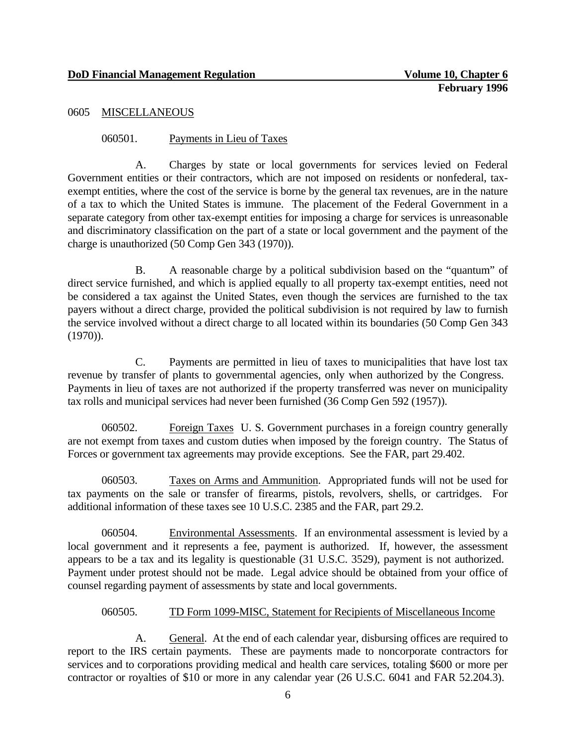## 0605 MISCELLANEOUS

### 060501. Payments in Lieu of Taxes

A. Charges by state or local governments for services levied on Federal Government entities or their contractors, which are not imposed on residents or nonfederal, tax-exempt entities, where the cost of the service is borne by the general tax revenues, are in the nature of a tax to which the United States is immune. The placement of the Federal Government in a separate category from other tax-exempt entities for imposing a charge for services is unreasonable and discriminatory classification on the part of a state or local government and the payment of the charge is unauthorized (50 Comp Gen 343 (1970)).

B. A reasonable charge by a political subdivision based on the "quantum" of direct service furnished, and which is applied equally to all property tax-exempt entities, need not be considered a tax against the United States, even though the services are furnished to the tax payers without a direct charge, provided the political subdivision is not required by law to furnish the service involved without a direct charge to all located within its boundaries (50 Comp Gen 343 (1970)).

C. Payments are permitted in lieu of taxes to municipalities that have lost tax revenue by transfer of plants to governmental agencies, only when authorized by the Congress. Payments in lieu of taxes are not authorized if the property transferred was never on municipality tax rolls and municipal services had never been furnished (36 Comp Gen 592 (1957)).

060502. Foreign Taxes U. S. Government purchases in a foreign country generally are not exempt from taxes and custom duties when imposed by the foreign country. The Status of Forces or government tax agreements may provide exceptions. See the FAR, part 29.402.

060503. Taxes on Arms and Ammunition. Appropriated funds will not be used for tax payments on the sale or transfer of firearms, pistols, revolvers, shells, or cartridges. For additional information of these taxes see 10 U.S.C. 2385 and the FAR, part 29.2.

060504. Environmental Assessments. If an environmental assessment is levied by a local government and it represents a fee, payment is authorized. If, however, the assessment appears to be a tax and its legality is questionable (31 U.S.C. 3529), payment is not authorized. Payment under protest should not be made. Legal advice should be obtained from your office of counsel regarding payment of assessments by state and local governments.

### 060505. TD Form 1099-MISC, Statement for Recipients of Miscellaneous Income

A. General. At the end of each calendar year, disbursing offices are required to report to the IRS certain payments. These are payments made to noncorporate contractors for services and to corporations providing medical and health care services, totaling $600 or more per contractor or royalties of $10 or more in any calendar year (26 U.S.C. 6041 and FAR 52.204.3).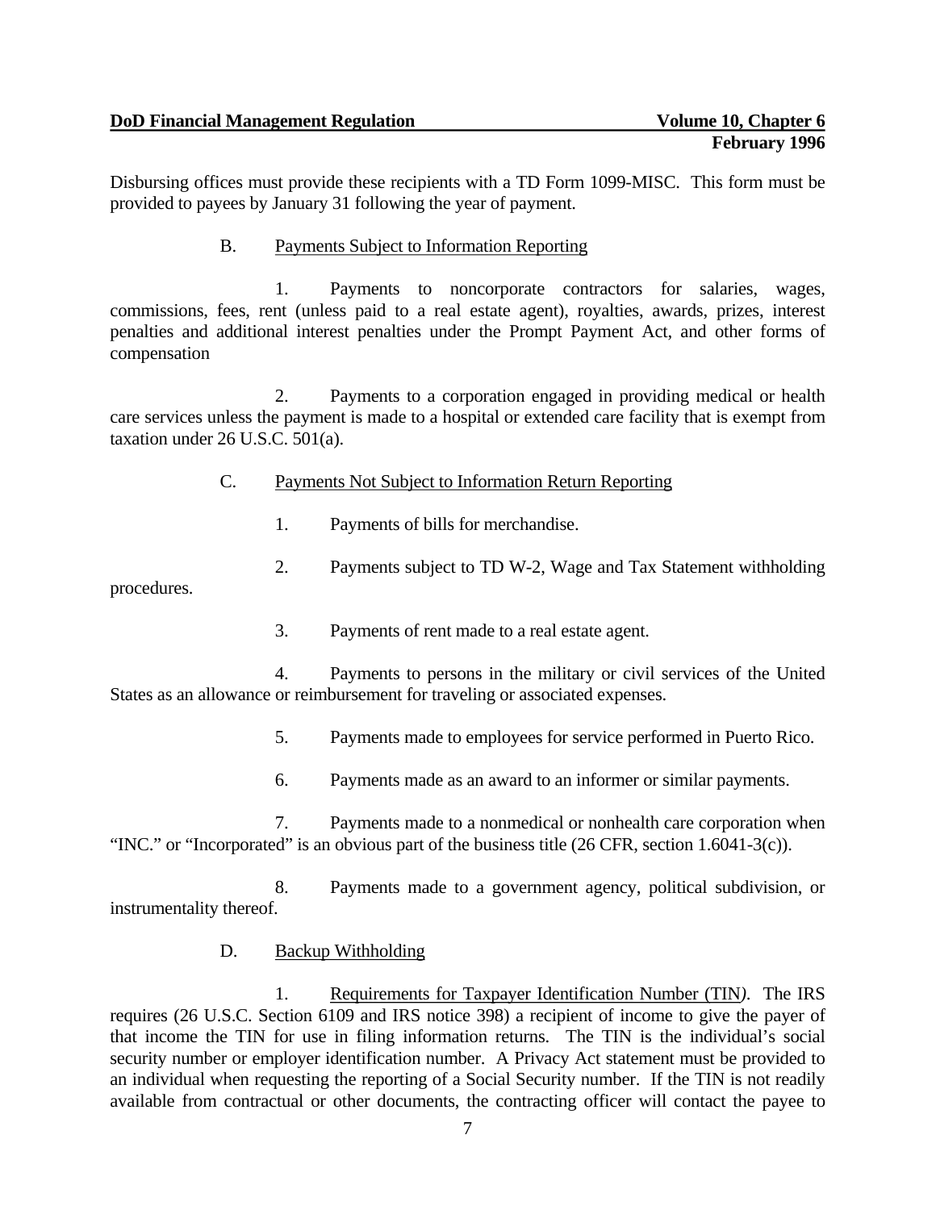Disbursing offices must provide these recipients with a TD Form 1099-MISC. This form must be provided to payees by January 31 following the year of payment.

B. Payments Subject to Information Reporting

1. Payments to noncorporate contractors for salaries, wages, commissions, fees, rent (unless paid to a real estate agent), royalties, awards, prizes, interest penalties and additional interest penalties under the Prompt Payment Act, and other forms of compensation

2. Payments to a corporation engaged in providing medical or health care services unless the payment is made to a hospital or extended care facility that is exempt from taxation under 26 U.S.C. 501(a).

C. Payments Not Subject to Information Return Reporting

1. Payments of bills for merchandise.

2. Payments subject to TD W-2, Wage and Tax Statement withholding procedures.

3. Payments of rent made to a real estate agent.

4. Payments to persons in the military or civil services of the United States as an allowance or reimbursement for traveling or associated expenses.

5. Payments made to employees for service performed in Puerto Rico.

6. Payments made as an award to an informer or similar payments.

7. Payments made to a nonmedical or nonhealth care corporation when "INC." or "Incorporated" is an obvious part of the business title (26 CFR, section 1.6041-3(c)).

8. Payments made to a government agency, political subdivision, or instrumentality thereof.

D. Backup Withholding

1. Requirements for Taxpayer Identification Number (TIN). The IRS requires (26 U.S.C. Section 6109 and IRS notice 398) a recipient of income to give the payer of that income the TIN for use in filing information returns. The TIN is the individual's social security number or employer identification number. A Privacy Act statement must be provided to an individual when requesting the reporting of a Social Security number. If the TIN is not readily available from contractual or other documents, the contracting officer will contact the payee to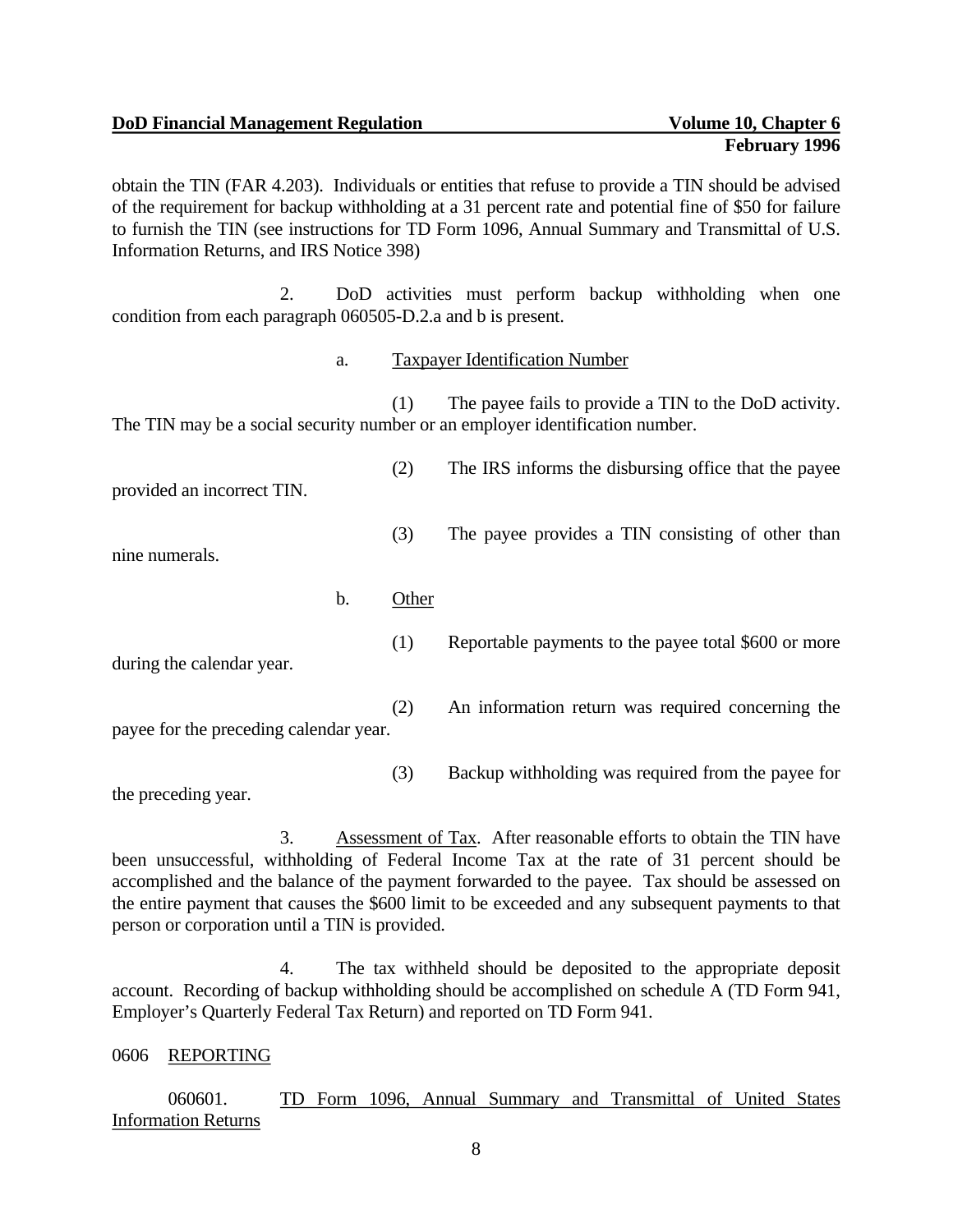obtain the TIN (FAR 4.203). Individuals or entities that refuse to provide a TIN should be advised of the requirement for backup withholding at a 31 percent rate and potential fine of $50 for failure to furnish the TIN (see instructions for TD Form 1096, Annual Summary and Transmittal of U.S. Information Returns, and IRS Notice 398)

2. DoD activities must perform backup withholding when one condition from each paragraph 060505-D.2.a and b is present.

a. Taxpayer Identification Number

(1) The payee fails to provide a TIN to the DoD activity. The TIN may be a social security number or an employer identification number.

(2) The IRS informs the disbursing office that the payee provided an incorrect TIN.

(3) The payee provides a TIN consisting of other than nine numerals.

b. Other

(1) Reportable payments to the payee total $600 or more during the calendar year.

(2) An information return was required concerning the payee for the preceding calendar year.

(3) Backup withholding was required from the payee for the preceding year.

3. Assessment of Tax. After reasonable efforts to obtain the TIN have been unsuccessful, withholding of Federal Income Tax at the rate of 31 percent should be accomplished and the balance of the payment forwarded to the payee. Tax should be assessed on the entire payment that causes the $600 limit to be exceeded and any subsequent payments to that person or corporation until a TIN is provided.

4. The tax withheld should be deposited to the appropriate deposit account. Recording of backup withholding should be accomplished on schedule A (TD Form 941, Employer's Quarterly Federal Tax Return) and reported on TD Form 941.

## 0606 REPORTING

060601. TD Form 1096, Annual Summary and Transmittal of United States Information Returns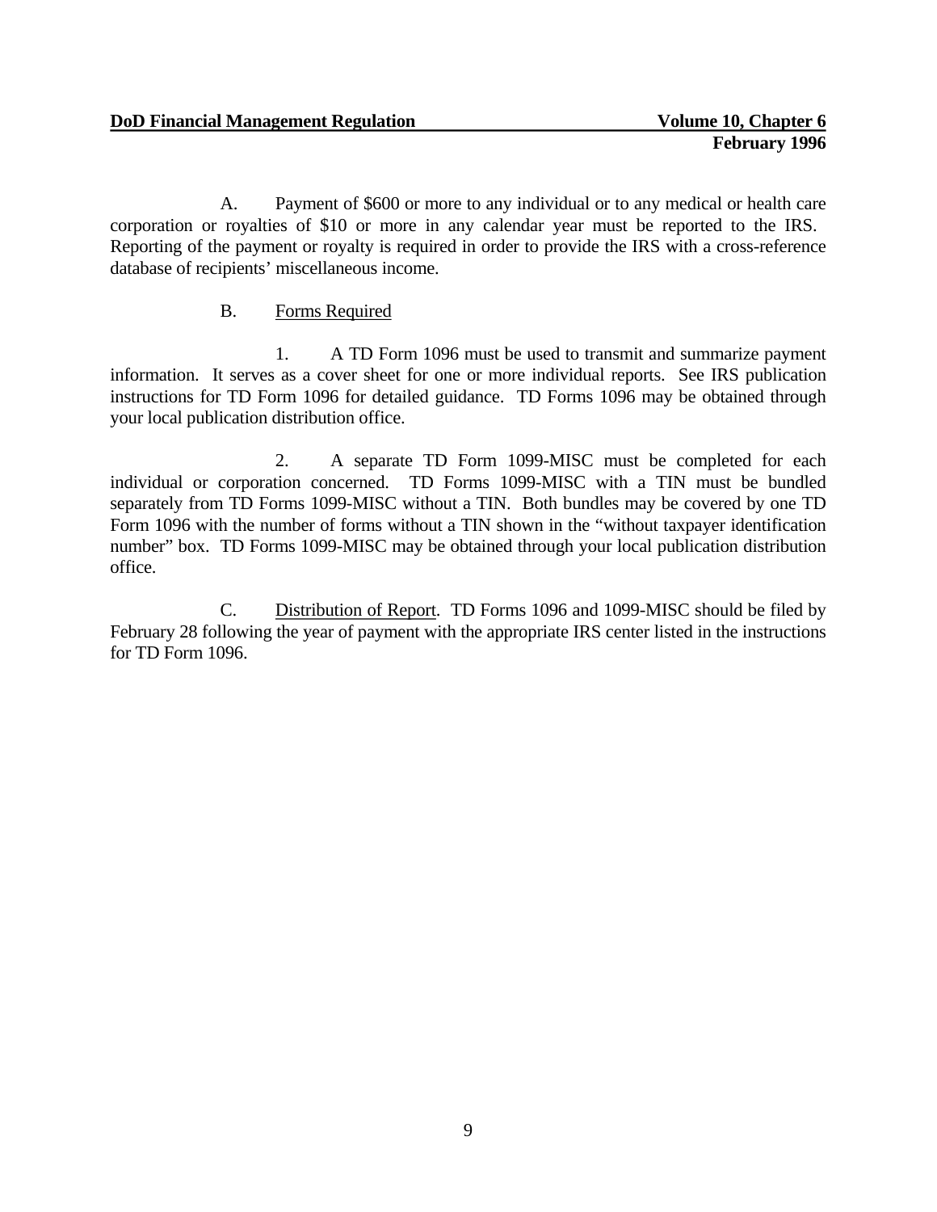A. Payment of $600 or more to any individual or to any medical or health care corporation or royalties of $10 or more in any calendar year must be reported to the IRS. Reporting of the payment or royalty is required in order to provide the IRS with a cross-reference database of recipients' miscellaneous income.

B. Forms Required

1. A TD Form 1096 must be used to transmit and summarize payment information. It serves as a cover sheet for one or more individual reports. See IRS publication instructions for TD Form 1096 for detailed guidance. TD Forms 1096 may be obtained through your local publication distribution office.

2. A separate TD Form 1099-MISC must be completed for each individual or corporation concerned. TD Forms 1099-MISC with a TIN must be bundled separately from TD Forms 1099-MISC without a TIN. Both bundles may be covered by one TD Form 1096 with the number of forms without a TIN shown in the "without taxpayer identification number" box. TD Forms 1099-MISC may be obtained through your local publication distribution office.

C. Distribution of Report. TD Forms 1096 and 1099-MISC should be filed by February 28 following the year of payment with the appropriate IRS center listed in the instructions for TD Form 1096.